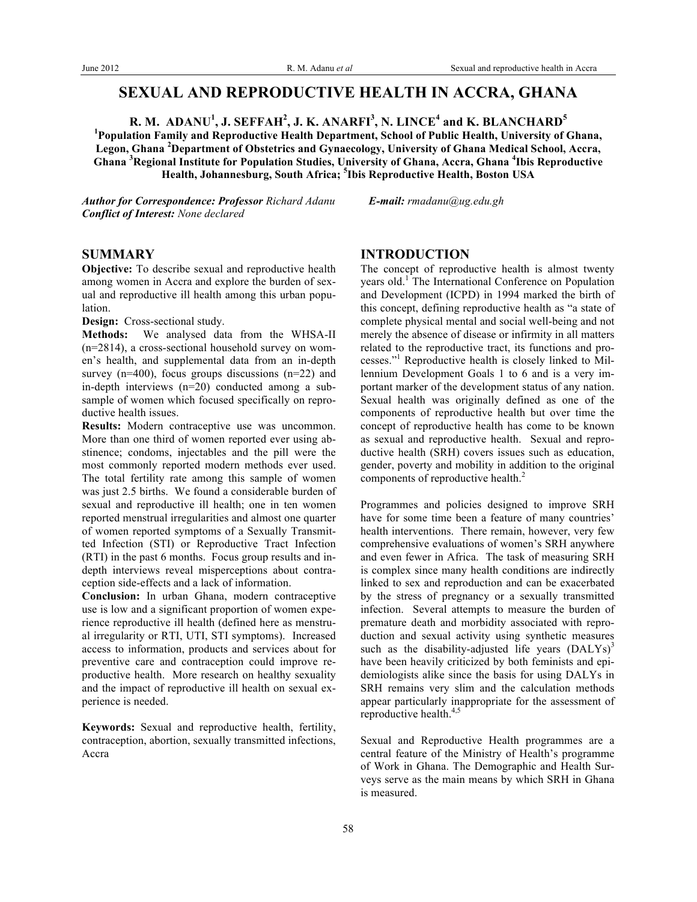# SEXUAL AND REPRODUCTIVE HEALTH IN ACCRA, GHANA

**R. M. ADANU[1], J. SEFFAH[2], J. K. ANARFI[3], N. LINCE[4] and K. BLANCHARD[5]**

**[1]Population Family and Reproductive Health Department, School of Public Health, University of Ghana, Legon, Ghana [2]Department of Obstetrics and Gynaecology, University of Ghana Medical School, Accra, Ghana [3]Regional Institute for Population Studies, University of Ghana, Accra, Ghana [4]Ibis Reproductive Health, Johannesburg, South Africa; [5]Ibis Reproductive Health, Boston USA**

***Author for Correspondence: Professor*** *Richard Adanu* ***E-mail:*** *rmadanu@ug.edu.gh*
***Conflict of Interest:*** *None declared*

## SUMMARY

**Objective:** To describe sexual and reproductive health among women in Accra and explore the burden of sexual and reproductive ill health among this urban population.

**Design:** Cross-sectional study.

**Methods:** We analysed data from the WHSA-II (n=2814), a cross-sectional household survey on women's health, and supplemental data from an in-depth survey (n=400), focus groups discussions (n=22) and in-depth interviews (n=20) conducted among a subsample of women which focused specifically on reproductive health issues.

**Results:** Modern contraceptive use was uncommon. More than one third of women reported ever using abstinence; condoms, injectables and the pill were the most commonly reported modern methods ever used. The total fertility rate among this sample of women was just 2.5 births. We found a considerable burden of sexual and reproductive ill health; one in ten women reported menstrual irregularities and almost one quarter of women reported symptoms of a Sexually Transmitted Infection (STI) or Reproductive Tract Infection (RTI) in the past 6 months. Focus group results and in-depth interviews reveal misperceptions about contraception side-effects and a lack of information.

**Conclusion:** In urban Ghana, modern contraceptive use is low and a significant proportion of women experience reproductive ill health (defined here as menstrual irregularity or RTI, UTI, STI symptoms). Increased access to information, products and services about for preventive care and contraception could improve reproductive health. More research on healthy sexuality and the impact of reproductive ill health on sexual experience is needed.

**Keywords:** Sexual and reproductive health, fertility, contraception, abortion, sexually transmitted infections, Accra

## INTRODUCTION

The concept of reproductive health is almost twenty years old.[1] The International Conference on Population and Development (ICPD) in 1994 marked the birth of this concept, defining reproductive health as "a state of complete physical mental and social well-being and not merely the absence of disease or infirmity in all matters related to the reproductive tract, its functions and processes."[1] Reproductive health is closely linked to Millennium Development Goals 1 to 6 and is a very important marker of the development status of any nation. Sexual health was originally defined as one of the components of reproductive health but over time the concept of reproductive health has come to be known as sexual and reproductive health. Sexual and reproductive health (SRH) covers issues such as education, gender, poverty and mobility in addition to the original components of reproductive health.[2]

Programmes and policies designed to improve SRH have for some time been a feature of many countries' health interventions. There remain, however, very few comprehensive evaluations of women's SRH anywhere and even fewer in Africa. The task of measuring SRH is complex since many health conditions are indirectly linked to sex and reproduction and can be exacerbated by the stress of pregnancy or a sexually transmitted infection. Several attempts to measure the burden of premature death and morbidity associated with reproduction and sexual activity using synthetic measures such as the disability-adjusted life years (DALYs)[3] have been heavily criticized by both feminists and epidemiologists alike since the basis for using DALYs in SRH remains very slim and the calculation methods appear particularly inappropriate for the assessment of reproductive health.[4,5]

Sexual and Reproductive Health programmes are a central feature of the Ministry of Health's programme of Work in Ghana. The Demographic and Health Surveys serve as the main means by which SRH in Ghana is measured.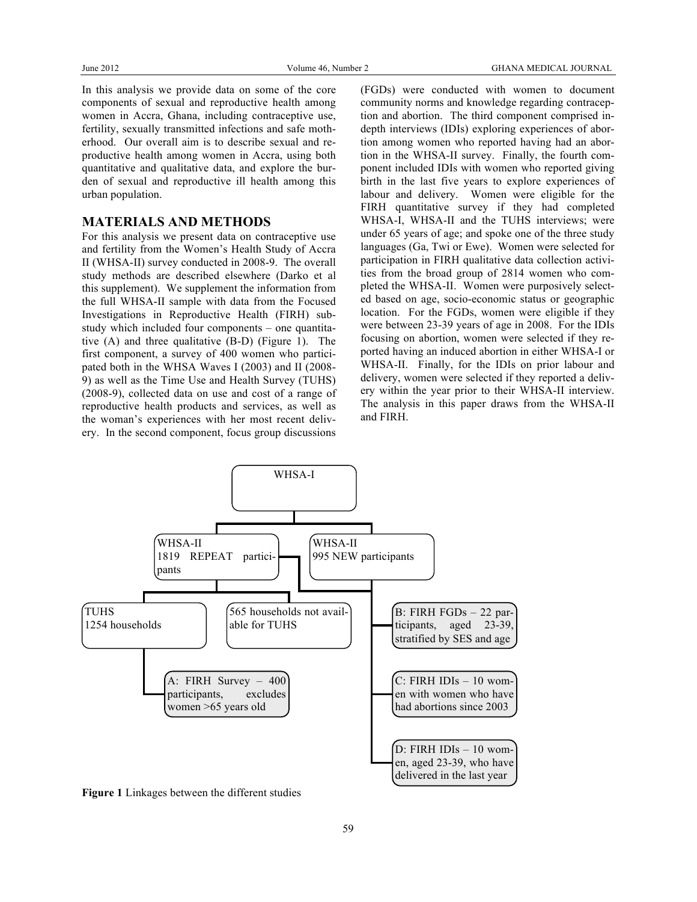In this analysis we provide data on some of the core components of sexual and reproductive health among women in Accra, Ghana, including contraceptive use, fertility, sexually transmitted infections and safe motherhood. Our overall aim is to describe sexual and reproductive health among women in Accra, using both quantitative and qualitative data, and explore the burden of sexual and reproductive ill health among this urban population.

## MATERIALS AND METHODS

For this analysis we present data on contraceptive use and fertility from the Women's Health Study of Accra II (WHSA-II) survey conducted in 2008-9. The overall study methods are described elsewhere (Darko et al this supplement). We supplement the information from the full WHSA-II sample with data from the Focused Investigations in Reproductive Health (FIRH) sub-study which included four components – one quantitative (A) and three qualitative (B-D) (Figure 1). The first component, a survey of 400 women who participated both in the WHSA Waves I (2003) and II (2008-9) as well as the Time Use and Health Survey (TUHS) (2008-9), collected data on use and cost of a range of reproductive health products and services, as well as the woman's experiences with her most recent delivery. In the second component, focus group discussions (FGDs) were conducted with women to document community norms and knowledge regarding contraception and abortion. The third component comprised in-depth interviews (IDIs) exploring experiences of abortion among women who reported having had an abortion in the WHSA-II survey. Finally, the fourth component included IDIs with women who reported giving birth in the last five years to explore experiences of labour and delivery. Women were eligible for the FIRH quantitative survey if they had completed WHSA-I, WHSA-II and the TUHS interviews; were under 65 years of age; and spoke one of the three study languages (Ga, Twi or Ewe). Women were selected for participation in FIRH qualitative data collection activities from the broad group of 2814 women who completed the WHSA-II. Women were purposively selected based on age, socio-economic status or geographic location. For the FGDs, women were eligible if they were between 23-39 years of age in 2008. For the IDIs focusing on abortion, women were selected if they reported having an induced abortion in either WHSA-I or WHSA-II. Finally, for the IDIs on prior labour and delivery, women were selected if they reported a delivery within the year prior to their WHSA-II interview. The analysis in this paper draws from the WHSA-II and FIRH.

WHSA-I

WHSA-II 1819 REPEAT participants

WHSA-II 995 NEW participants

TUHS 1254 households

565 households not available for TUHS

A: FIRH Survey – 400 participants, excludes women >65 years old

B: FIRH FGDs – 22 participants, aged 23-39, stratified by SES and age

C: FIRH IDIs – 10 women with women who have had abortions since 2003

D: FIRH IDIs – 10 women, aged 23-39, who have delivered in the last year

**Figure 1** Linkages between the different studies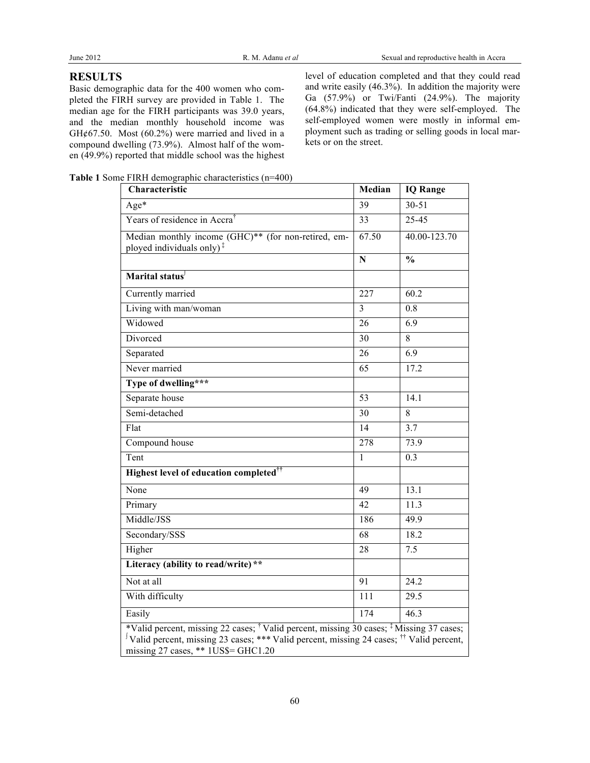## RESULTS

Basic demographic data for the 400 women who completed the FIRH survey are provided in Table 1. The median age for the FIRH participants was 39.0 years, and the median monthly household income was GH¢67.50. Most (60.2%) were married and lived in a compound dwelling (73.9%). Almost half of the women (49.9%) reported that middle school was the highest level of education completed and that they could read and write easily (46.3%). In addition the majority were Ga (57.9%) or Twi/Fanti (24.9%). The majority (64.8%) indicated that they were self-employed. The self-employed women were mostly in informal employment such as trading or selling goods in local markets or on the street.

**Table 1** Some FIRH demographic characteristics (n=400)

| Characteristic | Median | IQ Range |
|---|---|---|
| Age* | 39 | 30-51 |
| Years of residence in Accra[†] | 33 | 25-45 |
| Median monthly income (GHC)** (for non-retired, employed individuals only)[‡] | 67.50 | 40.00-123.70 |
| | **N** | **%** |
| **Marital status**[∫] | | |
| Currently married | 227 | 60.2 |
| Living with man/woman | 3 | 0.8 |
| Widowed | 26 | 6.9 |
| Divorced | 30 | 8 |
| Separated | 26 | 6.9 |
| Never married | 65 | 17.2 |
| **Type of dwelling*** ** | | |
| Separate house | 53 | 14.1 |
| Semi-detached | 30 | 8 |
| Flat | 14 | 3.7 |
| Compound house | 278 | 73.9 |
| Tent | 1 | 0.3 |
| **Highest level of education completed**[††] | | |
| None | 49 | 13.1 |
| Primary | 42 | 11.3 |
| Middle/JSS | 186 | 49.9 |
| Secondary/SSS | 68 | 18.2 |
| Higher | 28 | 7.5 |
| **Literacy (ability to read/write) **** | | |
| Not at all | 91 | 24.2 |
| With difficulty | 111 | 29.5 |
| Easily | 174 | 46.3 |

*Valid percent, missing 22 cases; [†] Valid percent, missing 30 cases; [‡] Missing 37 cases; [∫] Valid percent, missing 23 cases; *** Valid percent, missing 24 cases; [††] Valid percent, missing 27 cases, ** 1US$= GHC1.20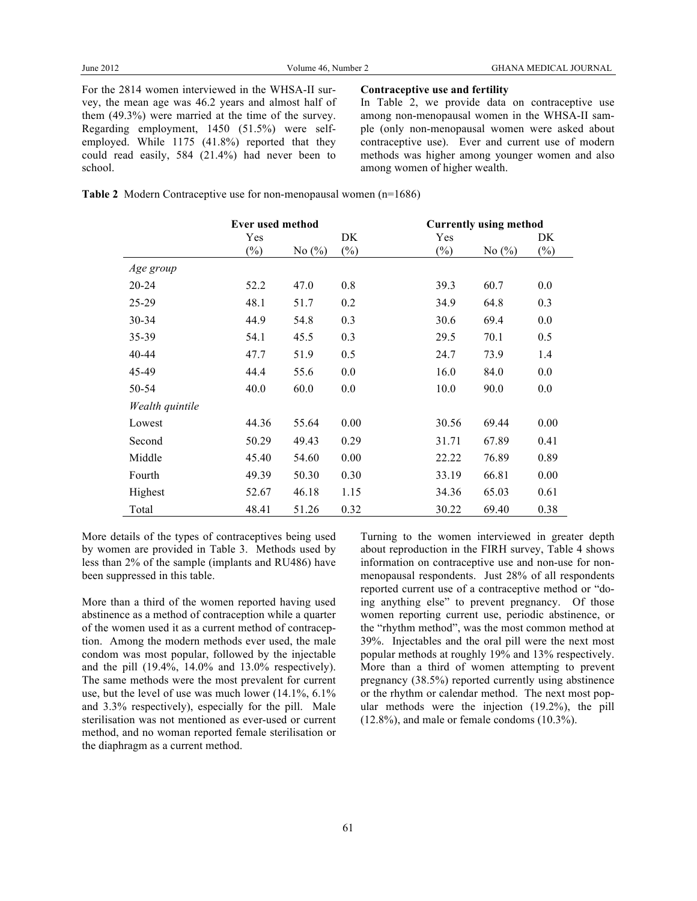For the 2814 women interviewed in the WHSA-II survey, the mean age was 46.2 years and almost half of them (49.3%) were married at the time of the survey. Regarding employment, 1450 (51.5%) were self-employed. While 1175 (41.8%) reported that they could read easily, 584 (21.4%) had never been to school.

**Contraceptive use and fertility**

In Table 2, we provide data on contraceptive use among non-menopausal women in the WHSA-II sample (only non-menopausal women were asked about contraceptive use). Ever and current use of modern methods was higher among younger women and also among women of higher wealth.

**Table 2** Modern Contraceptive use for non-menopausal women (n=1686)

| | Ever used method | | | Currently using method | | |
|---|---|---|---|---|---|---|
| | Yes (%) | No (%) | DK (%) | Yes (%) | No (%) | DK (%) |
| *Age group* | | | | | | |
| 20-24 | 52.2 | 47.0 | 0.8 | 39.3 | 60.7 | 0.0 |
| 25-29 | 48.1 | 51.7 | 0.2 | 34.9 | 64.8 | 0.3 |
| 30-34 | 44.9 | 54.8 | 0.3 | 30.6 | 69.4 | 0.0 |
| 35-39 | 54.1 | 45.5 | 0.3 | 29.5 | 70.1 | 0.5 |
| 40-44 | 47.7 | 51.9 | 0.5 | 24.7 | 73.9 | 1.4 |
| 45-49 | 44.4 | 55.6 | 0.0 | 16.0 | 84.0 | 0.0 |
| 50-54 | 40.0 | 60.0 | 0.0 | 10.0 | 90.0 | 0.0 |
| *Wealth quintile* | | | | | | |
| Lowest | 44.36 | 55.64 | 0.00 | 30.56 | 69.44 | 0.00 |
| Second | 50.29 | 49.43 | 0.29 | 31.71 | 67.89 | 0.41 |
| Middle | 45.40 | 54.60 | 0.00 | 22.22 | 76.89 | 0.89 |
| Fourth | 49.39 | 50.30 | 0.30 | 33.19 | 66.81 | 0.00 |
| Highest | 52.67 | 46.18 | 1.15 | 34.36 | 65.03 | 0.61 |
| Total | 48.41 | 51.26 | 0.32 | 30.22 | 69.40 | 0.38 |

More details of the types of contraceptives being used by women are provided in Table 3. Methods used by less than 2% of the sample (implants and RU486) have been suppressed in this table.

More than a third of the women reported having used abstinence as a method of contraception while a quarter of the women used it as a current method of contraception. Among the modern methods ever used, the male condom was most popular, followed by the injectable and the pill (19.4%, 14.0% and 13.0% respectively). The same methods were the most prevalent for current use, but the level of use was much lower (14.1%, 6.1% and 3.3% respectively), especially for the pill. Male sterilisation was not mentioned as ever-used or current method, and no woman reported female sterilisation or the diaphragm as a current method.

Turning to the women interviewed in greater depth about reproduction in the FIRH survey, Table 4 shows information on contraceptive use and non-use for non-menopausal respondents. Just 28% of all respondents reported current use of a contraceptive method or "doing anything else" to prevent pregnancy. Of those women reporting current use, periodic abstinence, or the "rhythm method", was the most common method at 39%. Injectables and the oral pill were the next most popular methods at roughly 19% and 13% respectively. More than a third of women attempting to prevent pregnancy (38.5%) reported currently using abstinence or the rhythm or calendar method. The next most popular methods were the injection (19.2%), the pill (12.8%), and male or female condoms (10.3%).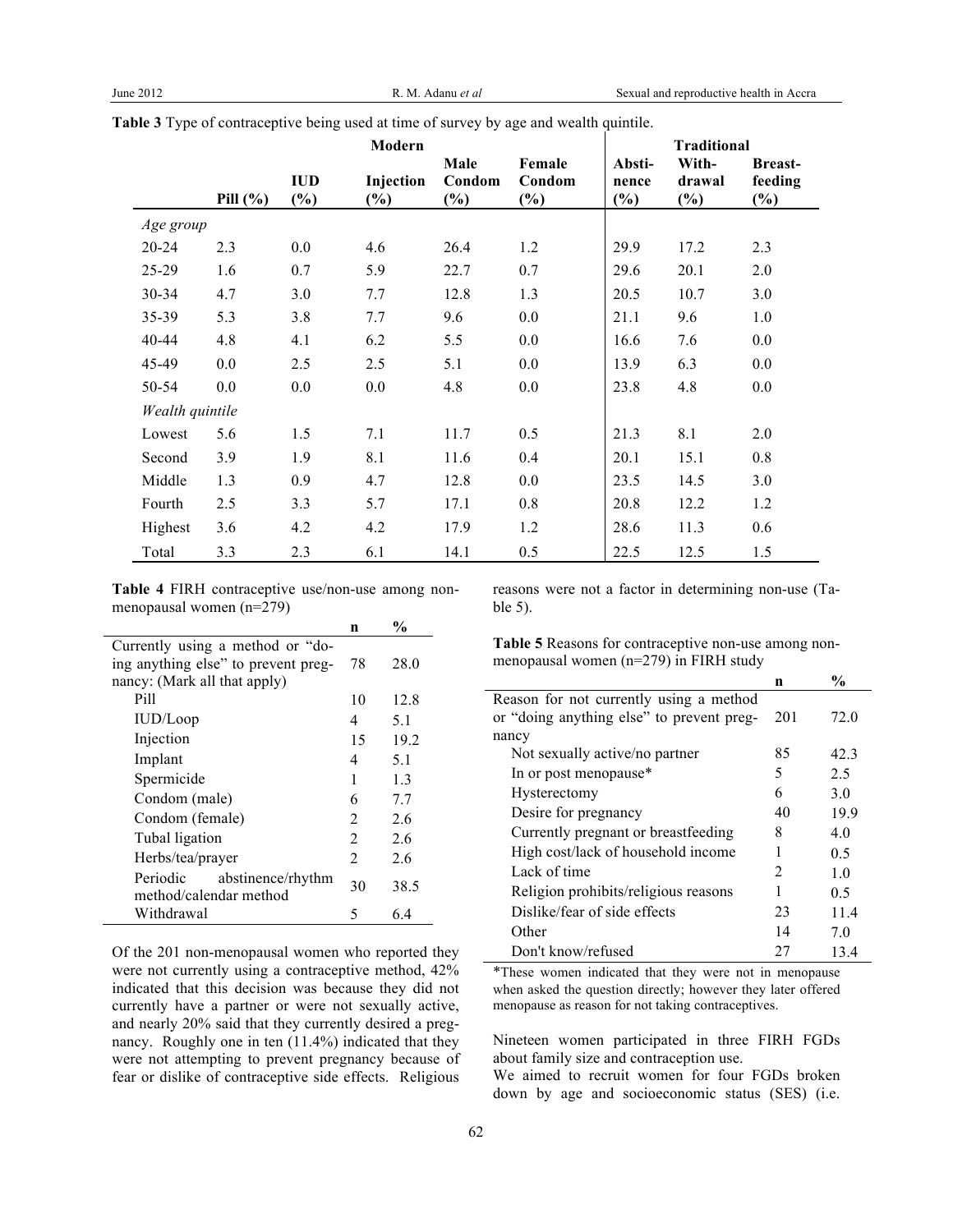**Table 3** Type of contraceptive being used at time of survey by age and wealth quintile.

| | Modern | | | | | Traditional | | |
|---|---|---|---|---|---|---|---|---|
| | Pill (%) | IUD (%) | Injection (%) | Male Condom (%) | Female Condom (%) | Abstinence (%) | Withdrawal (%) | Breast-feeding (%) |
| *Age group* | | | | | | | | |
| 20-24 | 2.3 | 0.0 | 4.6 | 26.4 | 1.2 | 29.9 | 17.2 | 2.3 |
| 25-29 | 1.6 | 0.7 | 5.9 | 22.7 | 0.7 | 29.6 | 20.1 | 2.0 |
| 30-34 | 4.7 | 3.0 | 7.7 | 12.8 | 1.3 | 20.5 | 10.7 | 3.0 |
| 35-39 | 5.3 | 3.8 | 7.7 | 9.6 | 0.0 | 21.1 | 9.6 | 1.0 |
| 40-44 | 4.8 | 4.1 | 6.2 | 5.5 | 0.0 | 16.6 | 7.6 | 0.0 |
| 45-49 | 0.0 | 2.5 | 2.5 | 5.1 | 0.0 | 13.9 | 6.3 | 0.0 |
| 50-54 | 0.0 | 0.0 | 0.0 | 4.8 | 0.0 | 23.8 | 4.8 | 0.0 |
| *Wealth quintile* | | | | | | | | |
| Lowest | 5.6 | 1.5 | 7.1 | 11.7 | 0.5 | 21.3 | 8.1 | 2.0 |
| Second | 3.9 | 1.9 | 8.1 | 11.6 | 0.4 | 20.1 | 15.1 | 0.8 |
| Middle | 1.3 | 0.9 | 4.7 | 12.8 | 0.0 | 23.5 | 14.5 | 3.0 |
| Fourth | 2.5 | 3.3 | 5.7 | 17.1 | 0.8 | 20.8 | 12.2 | 1.2 |
| Highest | 3.6 | 4.2 | 4.2 | 17.9 | 1.2 | 28.6 | 11.3 | 0.6 |
| Total | 3.3 | 2.3 | 6.1 | 14.1 | 0.5 | 22.5 | 12.5 | 1.5 |

**Table 4** FIRH contraceptive use/non-use among non-menopausal women (n=279)

| | n | % |
|---|---|---|
| Currently using a method or "doing anything else" to prevent pregnancy: (Mark all that apply) | 78 | 28.0 |
| Pill | 10 | 12.8 |
| IUD/Loop | 4 | 5.1 |
| Injection | 15 | 19.2 |
| Implant | 4 | 5.1 |
| Spermicide | 1 | 1.3 |
| Condom (male) | 6 | 7.7 |
| Condom (female) | 2 | 2.6 |
| Tubal ligation | 2 | 2.6 |
| Herbs/tea/prayer | 2 | 2.6 |
| Periodic abstinence/rhythm method/calendar method | 30 | 38.5 |
| Withdrawal | 5 | 6.4 |

Of the 201 non-menopausal women who reported they were not currently using a contraceptive method, 42% indicated that this decision was because they did not currently have a partner or were not sexually active, and nearly 20% said that they currently desired a pregnancy. Roughly one in ten (11.4%) indicated that they were not attempting to prevent pregnancy because of fear or dislike of contraceptive side effects. Religious reasons were not a factor in determining non-use (Table 5).

**Table 5** Reasons for contraceptive non-use among non-menopausal women (n=279) in FIRH study

| | n | % |
|---|---|---|
| Reason for not currently using a method or "doing anything else" to prevent pregnancy | 201 | 72.0 |
| Not sexually active/no partner | 85 | 42.3 |
| In or post menopause* | 5 | 2.5 |
| Hysterectomy | 6 | 3.0 |
| Desire for pregnancy | 40 | 19.9 |
| Currently pregnant or breastfeeding | 8 | 4.0 |
| High cost/lack of household income | 1 | 0.5 |
| Lack of time | 2 | 1.0 |
| Religion prohibits/religious reasons | 1 | 0.5 |
| Dislike/fear of side effects | 23 | 11.4 |
| Other | 14 | 7.0 |
| Don't know/refused | 27 | 13.4 |

*These women indicated that they were not in menopause when asked the question directly; however they later offered menopause as reason for not taking contraceptives.

Nineteen women participated in three FIRH FGDs about family size and contraception use.
We aimed to recruit women for four FGDs broken down by age and socioeconomic status (SES) (i.e.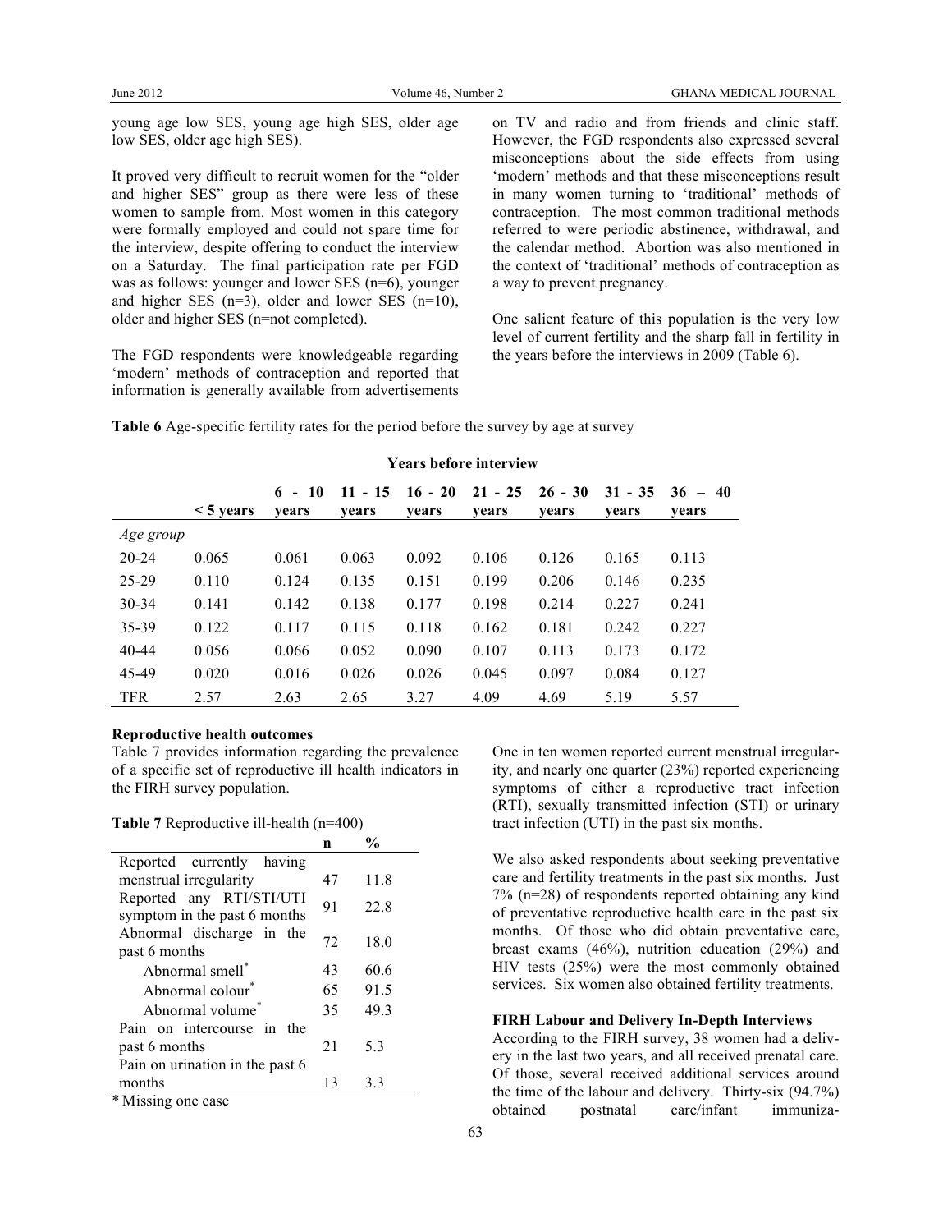young age low SES, young age high SES, older age low SES, older age high SES).

It proved very difficult to recruit women for the "older and higher SES" group as there were less of these women to sample from. Most women in this category were formally employed and could not spare time for the interview, despite offering to conduct the interview on a Saturday. The final participation rate per FGD was as follows: younger and lower SES (n=6), younger and higher SES (n=3), older and lower SES (n=10), older and higher SES (n=not completed).

The FGD respondents were knowledgeable regarding 'modern' methods of contraception and reported that information is generally available from advertisements on TV and radio and from friends and clinic staff. However, the FGD respondents also expressed several misconceptions about the side effects from using 'modern' methods and that these misconceptions result in many women turning to 'traditional' methods of contraception. The most common traditional methods referred to were periodic abstinence, withdrawal, and the calendar method. Abortion was also mentioned in the context of 'traditional' methods of contraception as a way to prevent pregnancy.

One salient feature of this population is the very low level of current fertility and the sharp fall in fertility in the years before the interviews in 2009 (Table 6).

**Table 6** Age-specific fertility rates for the period before the survey by age at survey

| | Years before interview | | | | | | | |
|---|---|---|---|---|---|---|---|---|
| | < 5 years | 6 - 10 years | 11 - 15 years | 16 - 20 years | 21 - 25 years | 26 - 30 years | 31 - 35 years | 36 – 40 years |
| *Age group* | | | | | | | | |
| 20-24 | 0.065 | 0.061 | 0.063 | 0.092 | 0.106 | 0.126 | 0.165 | 0.113 |
| 25-29 | 0.110 | 0.124 | 0.135 | 0.151 | 0.199 | 0.206 | 0.146 | 0.235 |
| 30-34 | 0.141 | 0.142 | 0.138 | 0.177 | 0.198 | 0.214 | 0.227 | 0.241 |
| 35-39 | 0.122 | 0.117 | 0.115 | 0.118 | 0.162 | 0.181 | 0.242 | 0.227 |
| 40-44 | 0.056 | 0.066 | 0.052 | 0.090 | 0.107 | 0.113 | 0.173 | 0.172 |
| 45-49 | 0.020 | 0.016 | 0.026 | 0.026 | 0.045 | 0.097 | 0.084 | 0.127 |
| TFR | 2.57 | 2.63 | 2.65 | 3.27 | 4.09 | 4.69 | 5.19 | 5.57 |

**Reproductive health outcomes**

Table 7 provides information regarding the prevalence of a specific set of reproductive ill health indicators in the FIRH survey population.

**Table 7** Reproductive ill-health (n=400)

| | n | % |
|---|---|---|
| Reported currently having menstrual irregularity | 47 | 11.8 |
| Reported any RTI/STI/UTI symptom in the past 6 months | 91 | 22.8 |
| Abnormal discharge in the past 6 months | 72 | 18.0 |
| Abnormal smell* | 43 | 60.6 |
| Abnormal colour* | 65 | 91.5 |
| Abnormal volume* | 35 | 49.3 |
| Pain on intercourse in the past 6 months | 21 | 5.3 |
| Pain on urination in the past 6 months | 13 | 3.3 |

\* Missing one case

One in ten women reported current menstrual irregularity, and nearly one quarter (23%) reported experiencing symptoms of either a reproductive tract infection (RTI), sexually transmitted infection (STI) or urinary tract infection (UTI) in the past six months.

We also asked respondents about seeking preventative care and fertility treatments in the past six months. Just 7% (n=28) of respondents reported obtaining any kind of preventative reproductive health care in the past six months. Of those who did obtain preventative care, breast exams (46%), nutrition education (29%) and HIV tests (25%) were the most commonly obtained services. Six women also obtained fertility treatments.

**FIRH Labour and Delivery In-Depth Interviews**

According to the FIRH survey, 38 women had a delivery in the last two years, and all received prenatal care. Of those, several received additional services around the time of the labour and delivery. Thirty-six (94.7%) obtained postnatal care/infant immuniza-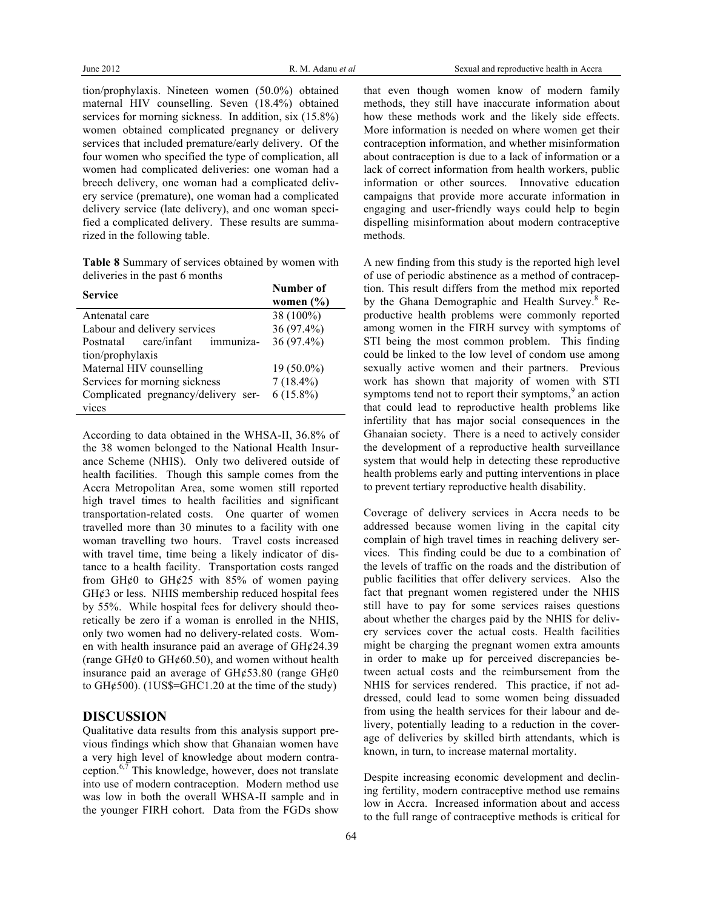tion/prophylaxis. Nineteen women (50.0%) obtained maternal HIV counselling. Seven (18.4%) obtained services for morning sickness. In addition, six (15.8%) women obtained complicated pregnancy or delivery services that included premature/early delivery. Of the four women who specified the type of complication, all women had complicated deliveries: one woman had a breech delivery, one woman had a complicated delivery service (premature), one woman had a complicated delivery service (late delivery), and one woman specified a complicated delivery. These results are summarized in the following table.

**Table 8** Summary of services obtained by women with deliveries in the past 6 months

| Service | Number of women (%) |
|---|---|
| Antenatal care | 38 (100%) |
| Labour and delivery services | 36 (97.4%) |
| Postnatal care/infant immunization/prophylaxis | 36 (97.4%) |
| Maternal HIV counselling | 19 (50.0%) |
| Services for morning sickness | 7 (18.4%) |
| Complicated pregnancy/delivery services | 6 (15.8%) |

According to data obtained in the WHSA-II, 36.8% of the 38 women belonged to the National Health Insurance Scheme (NHIS). Only two delivered outside of health facilities. Though this sample comes from the Accra Metropolitan Area, some women still reported high travel times to health facilities and significant transportation-related costs. One quarter of women travelled more than 30 minutes to a facility with one woman travelling two hours. Travel costs increased with travel time, time being a likely indicator of distance to a health facility. Transportation costs ranged from GH¢0 to GH¢25 with 85% of women paying GH¢3 or less. NHIS membership reduced hospital fees by 55%. While hospital fees for delivery should theoretically be zero if a woman is enrolled in the NHIS, only two women had no delivery-related costs. Women with health insurance paid an average of GH¢24.39 (range GH¢0 to GH¢60.50), and women without health insurance paid an average of GH¢53.80 (range GH¢0 to GH¢500). (1US$=GHC1.20 at the time of the study)

## DISCUSSION

Qualitative data results from this analysis support previous findings which show that Ghanaian women have a very high level of knowledge about modern contraception.[6,7] This knowledge, however, does not translate into use of modern contraception. Modern method use was low in both the overall WHSA-II sample and in the younger FIRH cohort. Data from the FGDs show that even though women know of modern family methods, they still have inaccurate information about how these methods work and the likely side effects. More information is needed on where women get their contraception information, and whether misinformation about contraception is due to a lack of information or a lack of correct information from health workers, public information or other sources. Innovative education campaigns that provide more accurate information in engaging and user-friendly ways could help to begin dispelling misinformation about modern contraceptive methods.

A new finding from this study is the reported high level of use of periodic abstinence as a method of contraception. This result differs from the method mix reported by the Ghana Demographic and Health Survey.[8] Reproductive health problems were commonly reported among women in the FIRH survey with symptoms of STI being the most common problem. This finding could be linked to the low level of condom use among sexually active women and their partners. Previous work has shown that majority of women with STI symptoms tend not to report their symptoms,[9] an action that could lead to reproductive health problems like infertility that has major social consequences in the Ghanaian society. There is a need to actively consider the development of a reproductive health surveillance system that would help in detecting these reproductive health problems early and putting interventions in place to prevent tertiary reproductive health disability.

Coverage of delivery services in Accra needs to be addressed because women living in the capital city complain of high travel times in reaching delivery services. This finding could be due to a combination of the levels of traffic on the roads and the distribution of public facilities that offer delivery services. Also the fact that pregnant women registered under the NHIS still have to pay for some services raises questions about whether the charges paid by the NHIS for delivery services cover the actual costs. Health facilities might be charging the pregnant women extra amounts in order to make up for perceived discrepancies between actual costs and the reimbursement from the NHIS for services rendered. This practice, if not addressed, could lead to some women being dissuaded from using the health services for their labour and delivery, potentially leading to a reduction in the coverage of deliveries by skilled birth attendants, which is known, in turn, to increase maternal mortality.

Despite increasing economic development and declining fertility, modern contraceptive method use remains low in Accra. Increased information about and access to the full range of contraceptive methods is critical for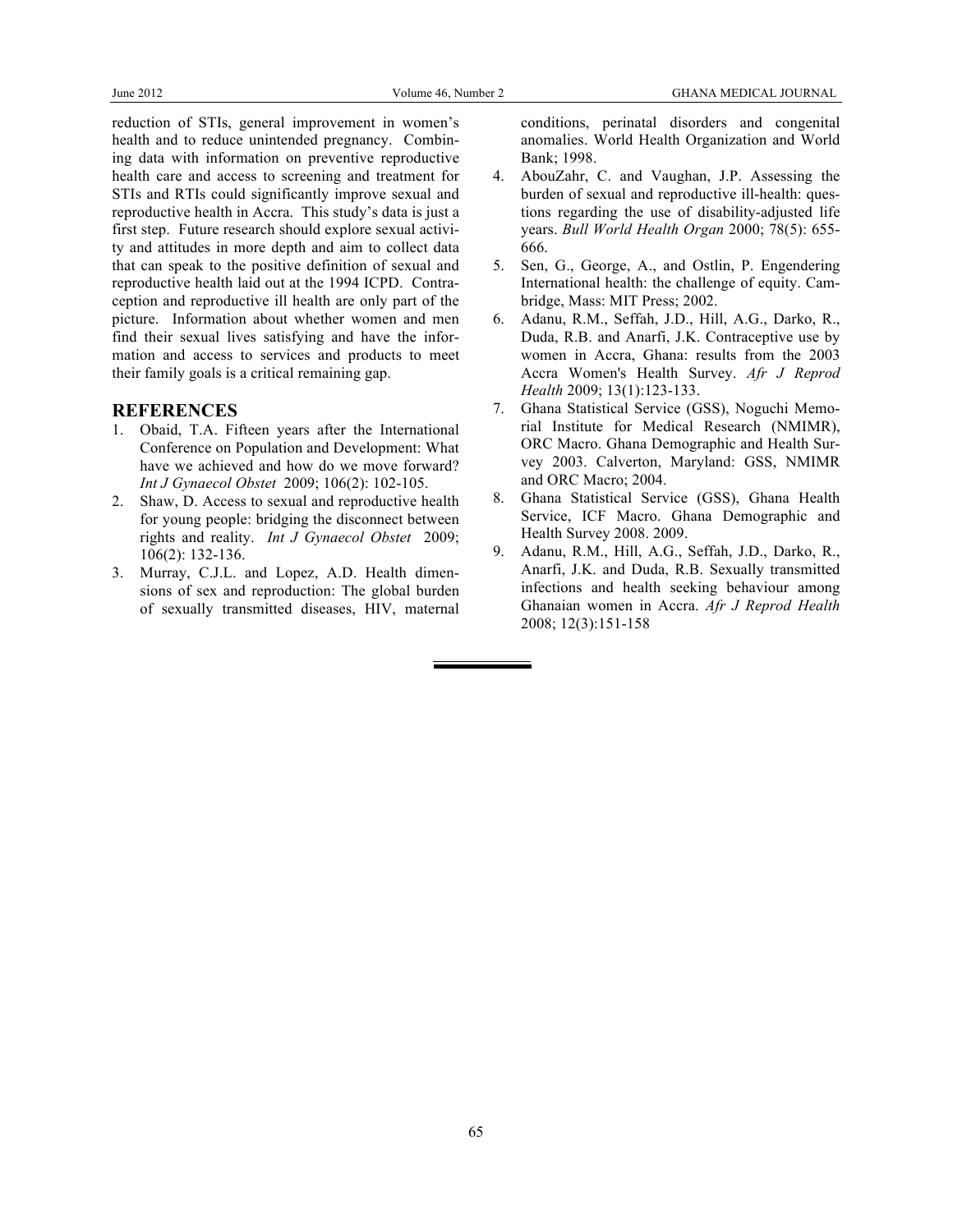reduction of STIs, general improvement in women's health and to reduce unintended pregnancy. Combining data with information on preventive reproductive health care and access to screening and treatment for STIs and RTIs could significantly improve sexual and reproductive health in Accra. This study's data is just a first step. Future research should explore sexual activity and attitudes in more depth and aim to collect data that can speak to the positive definition of sexual and reproductive health laid out at the 1994 ICPD. Contraception and reproductive ill health are only part of the picture. Information about whether women and men find their sexual lives satisfying and have the information and access to services and products to meet their family goals is a critical remaining gap.

## REFERENCES

1. Obaid, T.A. Fifteen years after the International Conference on Population and Development: What have we achieved and how do we move forward? *Int J Gynaecol Obstet* 2009; 106(2): 102-105.
2. Shaw, D. Access to sexual and reproductive health for young people: bridging the disconnect between rights and reality. *Int J Gynaecol Obstet* 2009; 106(2): 132-136.
3. Murray, C.J.L. and Lopez, A.D. Health dimensions of sex and reproduction: The global burden of sexually transmitted diseases, HIV, maternal conditions, perinatal disorders and congenital anomalies. World Health Organization and World Bank; 1998.
4. AbouZahr, C. and Vaughan, J.P. Assessing the burden of sexual and reproductive ill-health: questions regarding the use of disability-adjusted life years. *Bull World Health Organ* 2000; 78(5): 655-666.
5. Sen, G., George, A., and Ostlin, P. Engendering International health: the challenge of equity. Cambridge, Mass: MIT Press; 2002.
6. Adanu, R.M., Seffah, J.D., Hill, A.G., Darko, R., Duda, R.B. and Anarfi, J.K. Contraceptive use by women in Accra, Ghana: results from the 2003 Accra Women's Health Survey. *Afr J Reprod Health* 2009; 13(1):123-133.
7. Ghana Statistical Service (GSS), Noguchi Memorial Institute for Medical Research (NMIMR), ORC Macro. Ghana Demographic and Health Survey 2003. Calverton, Maryland: GSS, NMIMR and ORC Macro; 2004.
8. Ghana Statistical Service (GSS), Ghana Health Service, ICF Macro. Ghana Demographic and Health Survey 2008. 2009.
9. Adanu, R.M., Hill, A.G., Seffah, J.D., Darko, R., Anarfi, J.K. and Duda, R.B. Sexually transmitted infections and health seeking behaviour among Ghanaian women in Accra. *Afr J Reprod Health* 2008; 12(3):151-158